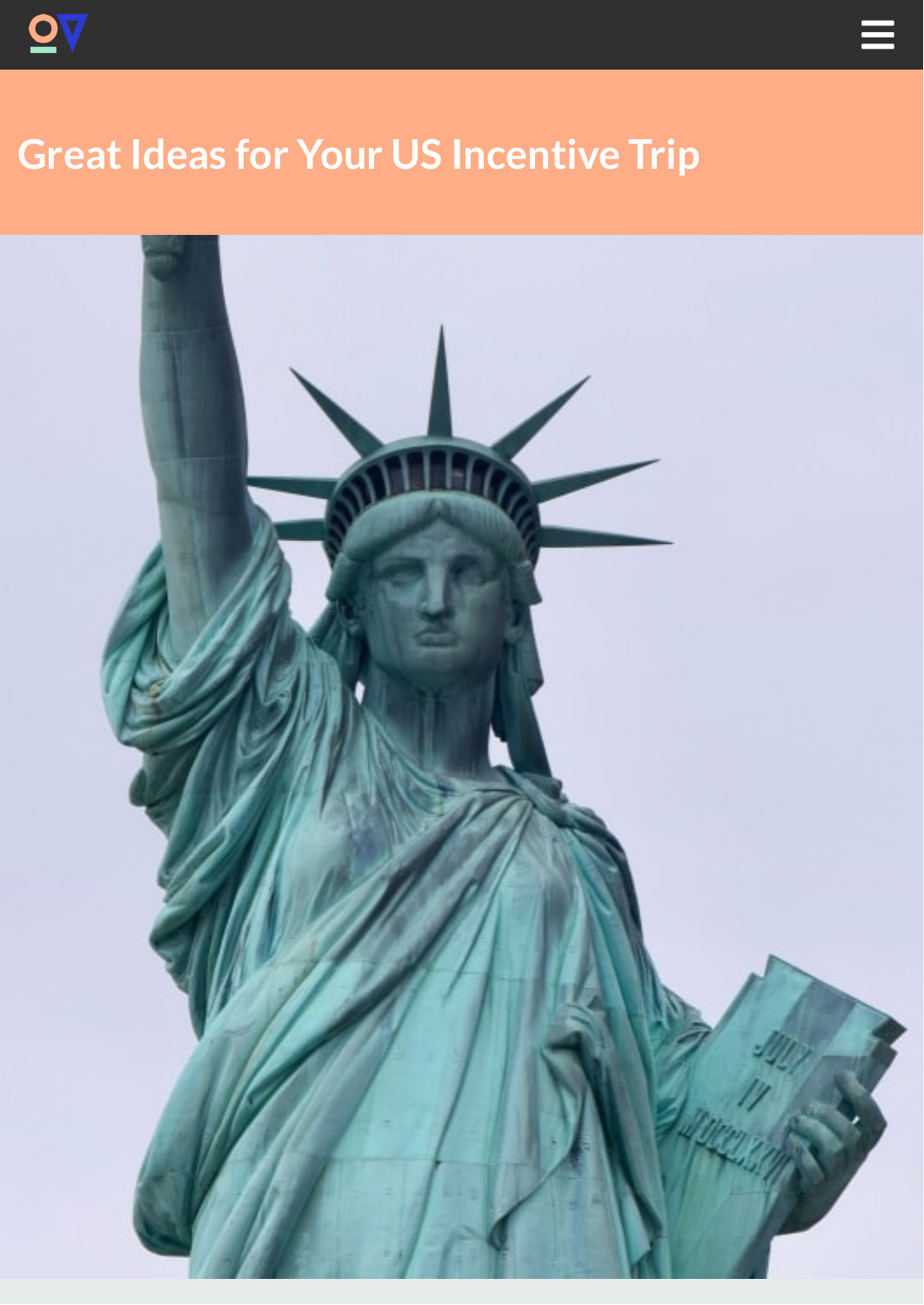# Great Ideas for Your US Incentive Trip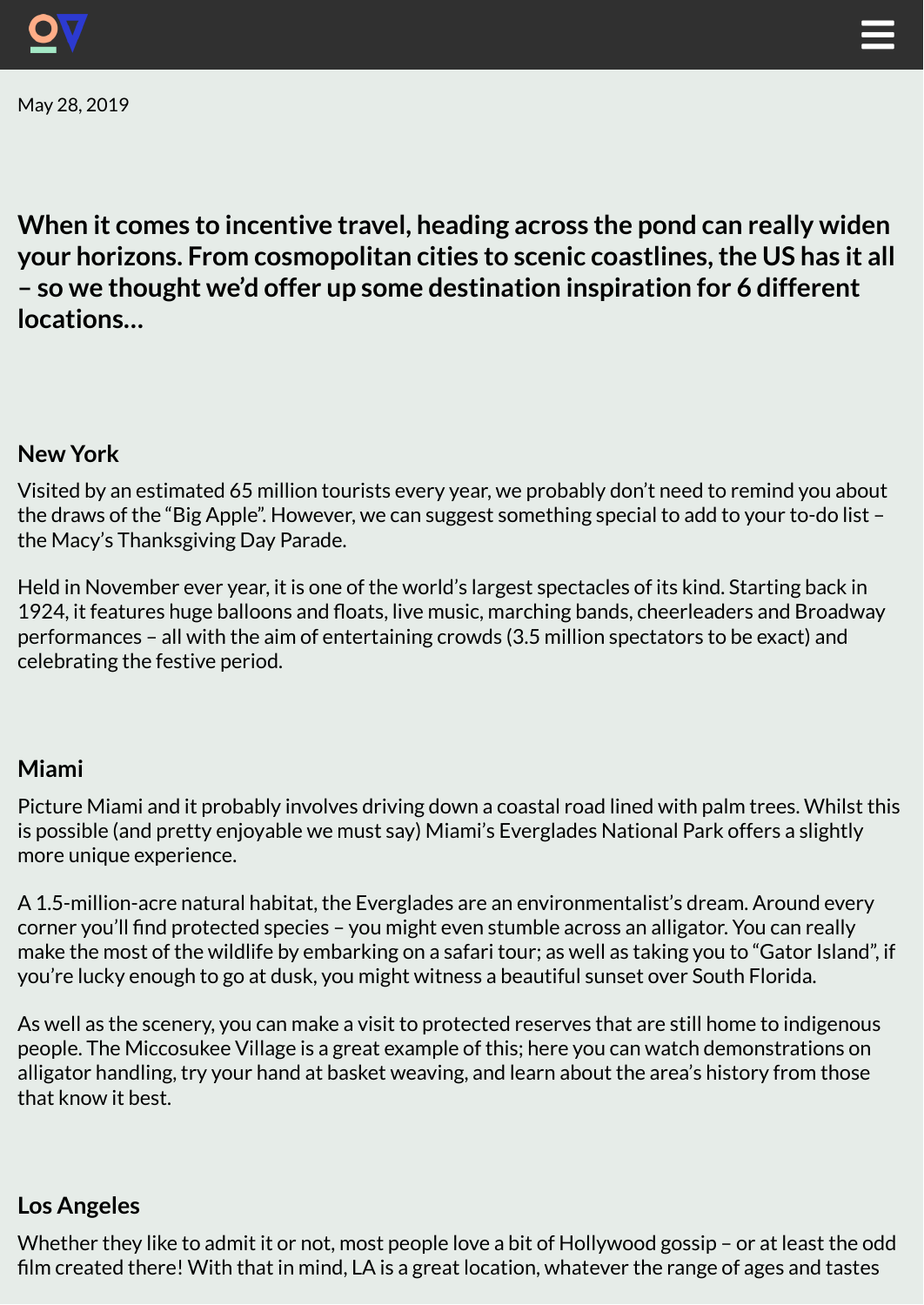May 28, 2019

**When it comes to incentive travel, heading across the pond can really widen your horizons. From cosmopolitan cities to scenic coastlines, the US has it all – so we thought we'd offer up some destination inspiration for 6 different locations…**

### New York

Visited by an estimated 65 million tourists every year, we probably don't need to remind you about the draws of the "Big Apple". However, we can suggest something special to add to your to-do list – the Macy's Thanksgiving Day Parade.

Held in November ever year, it is one of the world's largest spectacles of its kind. Starting back in 1924, it features huge balloons and floats, live music, marching bands, cheerleaders and Broadway performances – all with the aim of entertaining crowds (3.5 million spectators to be exact) and celebrating the festive period.

### Miami

Picture Miami and it probably involves driving down a coastal road lined with palm trees. Whilst this is possible (and pretty enjoyable we must say) Miami's Everglades National Park offers a slightly more unique experience.

A 1.5-million-acre natural habitat, the Everglades are an environmentalist's dream. Around every corner you'll find protected species – you might even stumble across an alligator. You can really make the most of the wildlife by embarking on a safari tour; as well as taking you to "Gator Island", if you're lucky enough to go at dusk, you might witness a beautiful sunset over South Florida.

As well as the scenery, you can make a visit to protected reserves that are still home to indigenous people. The Miccosukee Village is a great example of this; here you can watch demonstrations on alligator handling, try your hand at basket weaving, and learn about the area's history from those that know it best.

### Los Angeles

Whether they like to admit it or not, most people love a bit of Hollywood gossip – or at least the odd film created there! With that in mind, LA is a great location, whatever the range of ages and tastes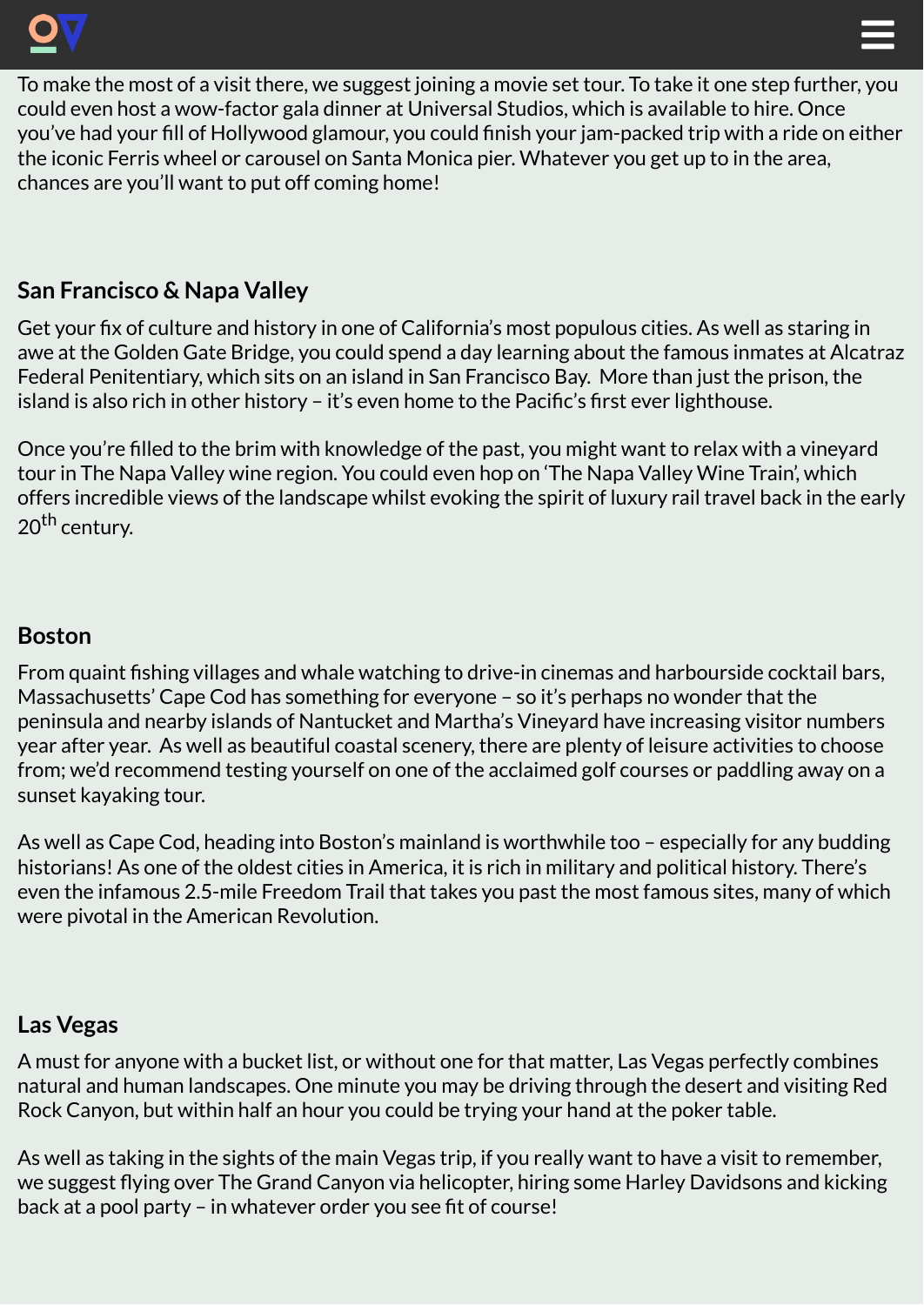To make the most of a visit there, we suggest joining a movie set tour. To take it one step further, you could even host a wow-factor gala dinner at Universal Studios, which is available to hire. Once you've had your fill of Hollywood glamour, you could finish your jam-packed trip with a ride on either the iconic Ferris wheel or carousel on Santa Monica pier. Whatever you get up to in the area, chances are you'll want to put off coming home!

### San Francisco & Napa Valley

Get your fix of culture and history in one of California's most populous cities. As well as staring in awe at the Golden Gate Bridge, you could spend a day learning about the famous inmates at Alcatraz Federal Penitentiary, which sits on an island in San Francisco Bay. More than just the prison, the island is also rich in other history – it's even home to the Pacific's first ever lighthouse.

Once you're filled to the brim with knowledge of the past, you might want to relax with a vineyard tour in The Napa Valley wine region. You could even hop on 'The Napa Valley Wine Train', which offers incredible views of the landscape whilst evoking the spirit of luxury rail travel back in the early 20th century.

### Boston

From quaint fishing villages and whale watching to drive-in cinemas and harbourside cocktail bars, Massachusetts' Cape Cod has something for everyone – so it's perhaps no wonder that the peninsula and nearby islands of Nantucket and Martha's Vineyard have increasing visitor numbers year after year. As well as beautiful coastal scenery, there are plenty of leisure activities to choose from; we'd recommend testing yourself on one of the acclaimed golf courses or paddling away on a sunset kayaking tour.

As well as Cape Cod, heading into Boston's mainland is worthwhile too – especially for any budding historians! As one of the oldest cities in America, it is rich in military and political history. There's even the infamous 2.5-mile Freedom Trail that takes you past the most famous sites, many of which were pivotal in the American Revolution.

### Las Vegas

A must for anyone with a bucket list, or without one for that matter, Las Vegas perfectly combines natural and human landscapes. One minute you may be driving through the desert and visiting Red Rock Canyon, but within half an hour you could be trying your hand at the poker table.

As well as taking in the sights of the main Vegas trip, if you really want to have a visit to remember, we suggest flying over The Grand Canyon via helicopter, hiring some Harley Davidsons and kicking back at a pool party – in whatever order you see fit of course!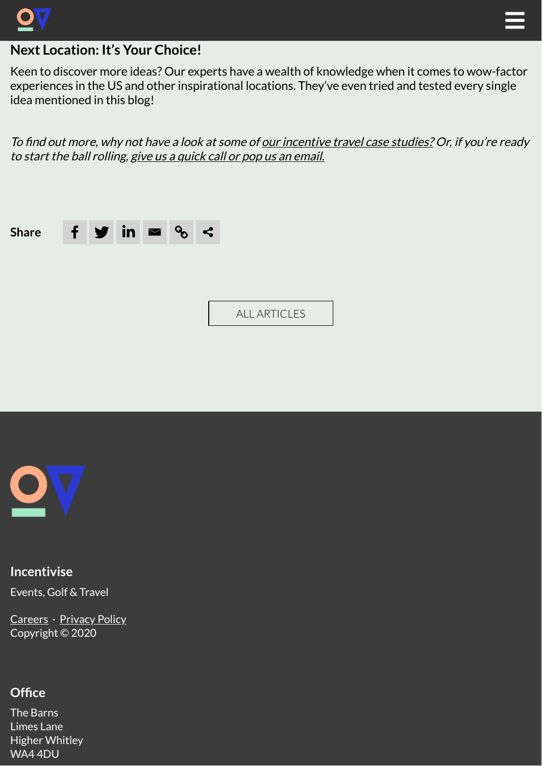## Next Location: It's Your Choice!

Keen to discover more ideas? Our experts have a wealth of knowledge when it comes to wow-factor experiences in the US and other inspirational locations. They've even tried and tested every single idea mentioned in this blog!

*To find out more, why not have a look at some of our incentive travel case studies? Or, if you're ready to start the ball rolling, give us a quick call or pop us an email.*

Share

ALL ARTICLES

**Incentivise**

Events, Golf & Travel

Careers · Privacy Policy
Copyright © 2020

**Office**

The Barns
Limes Lane
Higher Whitley
WA4 4DU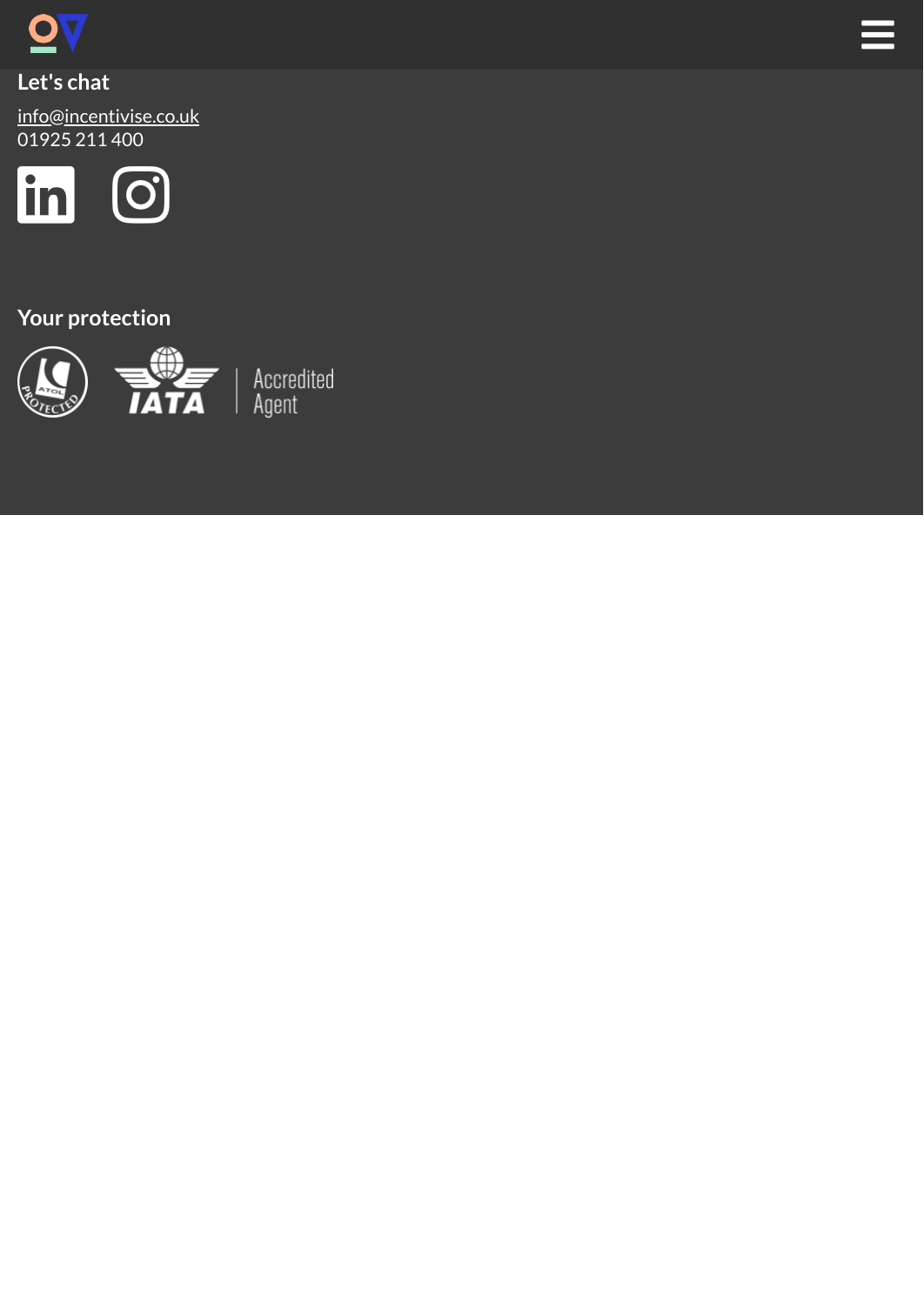## Let's chat

info@incentivise.co.uk
01925 211 400

## Your protection

Accredited Agent